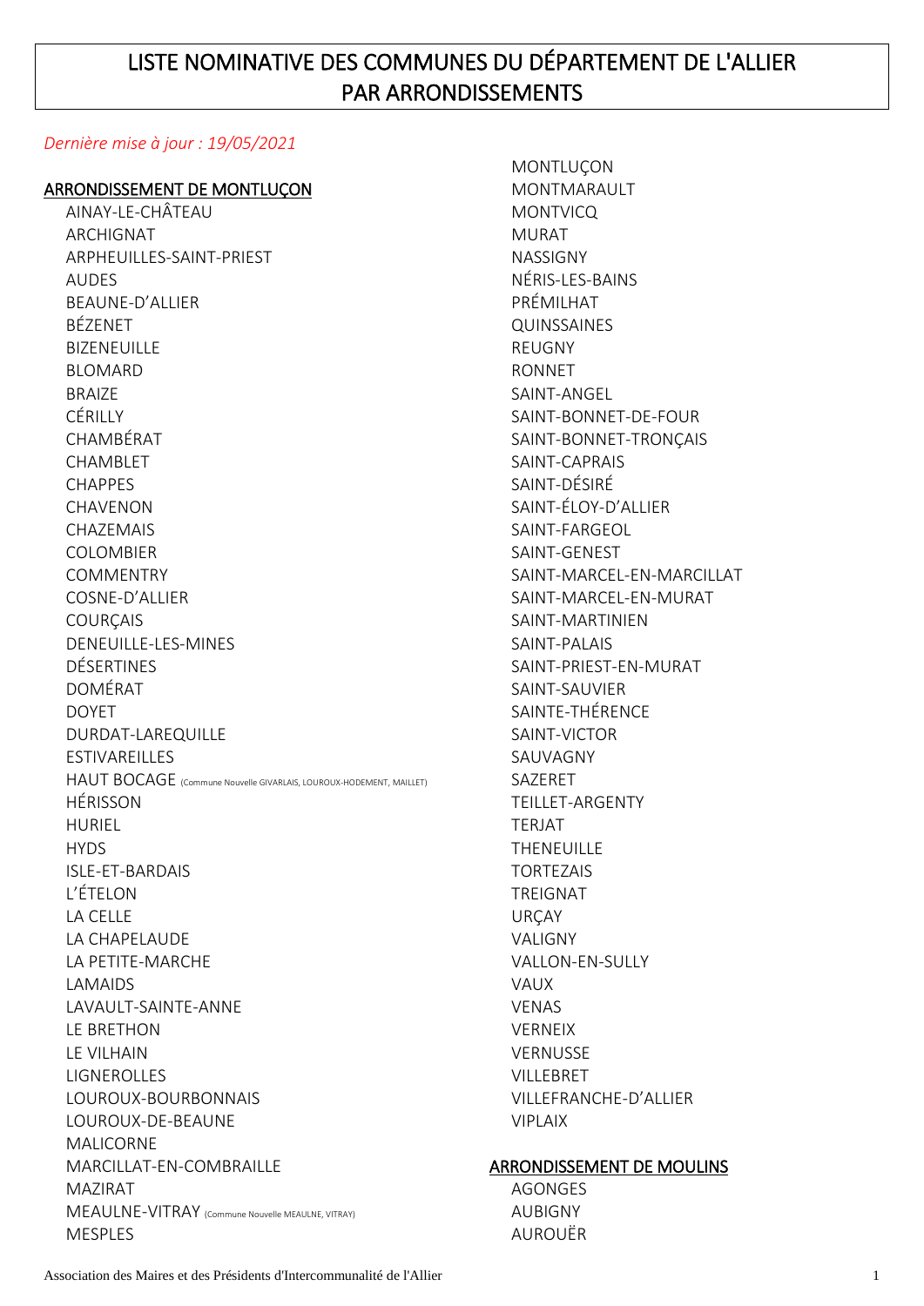# LISTE NOMINATIVE DES COMMUNES DU DÉPARTEMENT DE L'ALLIER PAR ARRONDISSEMENTS

*Dernière mise à jour : 19/05/2021*

## ARRONDISSEMENT DE MONTLUÇON

- AINAY-LE-CHÂTEAU
- ARCHIGNAT
- ARPHEUILLES-SAINT-PRIEST
- AUDES
- BEAUNE-D'ALLIER
- BÉZENET
- BIZENEUILLE
- BLOMARD
- BRAIZE
- CÉRILLY
- CHAMBÉRAT
- CHAMBLET
- CHAPPES
- CHAVENON
- CHAZEMAIS
- COLOMBIER
- COMMENTRY
- COSNE-D'ALLIER
- COURÇAIS
- DENEUILLE-LES-MINES
- DÉSERTINES
- DOMÉRAT
- DOYET
- DURDAT-LAREQUILLE
- ESTIVAREILLES
- HAUT BOCAGE (Commune Nouvelle GIVARLAIS, LOUROUX-HODEMENT, MAILLET)
- HÉRISSON
- HURIEL
- HYDS
- ISLE-ET-BARDAIS
- L'ÉTELON
- LA CELLE
- LA CHAPELAUDE
- LA PETITE-MARCHE
- LAMAIDS
- LAVAULT-SAINTE-ANNE
- LE BRETHON
- LE VILHAIN
- LIGNEROLLES
- LOUROUX-BOURBONNAIS
- LOUROUX-DE-BEAUNE
- MALICORNE
- MARCILLAT-EN-COMBRAILLE
- MAZIRAT
- MEAULNE-VITRAY (Commune Nouvelle MEAULNE, VITRAY)
- MESPLES
- MONTLUÇON
- MONTMARAULT
- MONTVICQ
- MURAT
- NASSIGNY
- NÉRIS-LES-BAINS
- PRÉMILHAT
- QUINSSAINES
- REUGNY
- RONNET
- SAINT-ANGEL
- SAINT-BONNET-DE-FOUR
- SAINT-BONNET-TRONÇAIS
- SAINT-CAPRAIS
- SAINT-DÉSIRÉ
- SAINT-ÉLOY-D'ALLIER
- SAINT-FARGEOL
- SAINT-GENEST
- SAINT-MARCEL-EN-MARCILLAT
- SAINT-MARCEL-EN-MURAT
- SAINT-MARTINIEN
- SAINT-PALAIS
- SAINT-PRIEST-EN-MURAT
- SAINT-SAUVIER
- SAINTE-THÉRENCE
- SAINT-VICTOR
- SAUVAGNY
- SAZERET
- TEILLET-ARGENTY
- TERJAT
- THENEUILLE
- TORTEZAIS
- TREIGNAT
- URÇAY
- VALIGNY
- VALLON-EN-SULLY
- VAUX
- VENAS
- VERNEIX
- VERNUSSE
- VILLEBRET
- VILLEFRANCHE-D'ALLIER
- VIPLAIX

## ARRONDISSEMENT DE MOULINS

- AGONGES
- AUBIGNY
- AUROUËR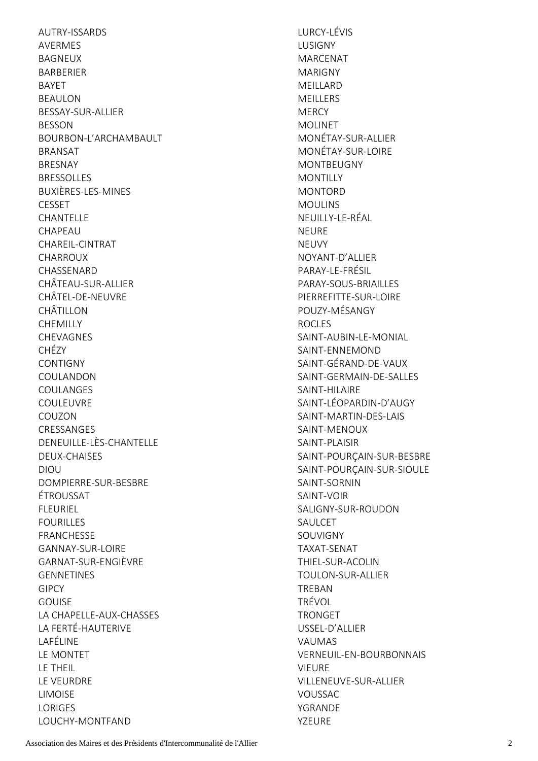AUTRY-ISSARDS
AVERMES
BAGNEUX
BARBERIER
BAYET
BEAULON
BESSAY-SUR-ALLIER
BESSON
BOURBON-L'ARCHAMBAULT
BRANSAT
BRESNAY
BRESSOLLES
BUXIÈRES-LES-MINES
CESSET
CHANTELLE
CHAPEAU
CHAREIL-CINTRAT
CHARROUX
CHASSENARD
CHÂTEAU-SUR-ALLIER
CHÂTEL-DE-NEUVRE
CHÂTILLON
CHEMILLY
CHEVAGNES
CHÉZY
CONTIGNY
COULANDON
COULANGES
COULEUVRE
COUZON
CRESSANGES
DENEUILLE-LÈS-CHANTELLE
DEUX-CHAISES
DIOU
DOMPIERRE-SUR-BESBRE
ÉTROUSSAT
FLEURIEL
FOURILLES
FRANCHESSE
GANNAY-SUR-LOIRE
GARNAT-SUR-ENGIÈVRE
GENNETINES
GIPCY
GOUISE
LA CHAPELLE-AUX-CHASSES
LA FERTÉ-HAUTERIVE
LAFÉLINE
LE MONTET
LE THEIL
LE VEURDRE
LIMOISE
LORIGES
LOUCHY-MONTFAND
LURCY-LÉVIS
LUSIGNY
MARCENAT
MARIGNY
MEILLARD
MEILLERS
MERCY
MOLINET
MONÉTAY-SUR-ALLIER
MONÉTAY-SUR-LOIRE
MONTBEUGNY
MONTILLY
MONTORD
MOULINS
NEUILLY-LE-RÉAL
NEURE
NEUVY
NOYANT-D'ALLIER
PARAY-LE-FRÉSIL
PARAY-SOUS-BRIAILLES
PIERREFITTE-SUR-LOIRE
POUZY-MÉSANGY
ROCLES
SAINT-AUBIN-LE-MONIAL
SAINT-ENNEMOND
SAINT-GÉRAND-DE-VAUX
SAINT-GERMAIN-DE-SALLES
SAINT-HILAIRE
SAINT-LÉOPARDIN-D'AUGY
SAINT-MARTIN-DES-LAIS
SAINT-MENOUX
SAINT-PLAISIR
SAINT-POURÇAIN-SUR-BESBRE
SAINT-POURÇAIN-SUR-SIOULE
SAINT-SORNIN
SAINT-VOIR
SALIGNY-SUR-ROUDON
SAULCET
SOUVIGNY
TAXAT-SENAT
THIEL-SUR-ACOLIN
TOULON-SUR-ALLIER
TREBAN
TRÉVOL
TRONGET
USSEL-D'ALLIER
VAUMAS
VERNEUIL-EN-BOURBONNAIS
VIEURE
VILLENEUVE-SUR-ALLIER
VOUSSAC
YGRANDE
YZEURE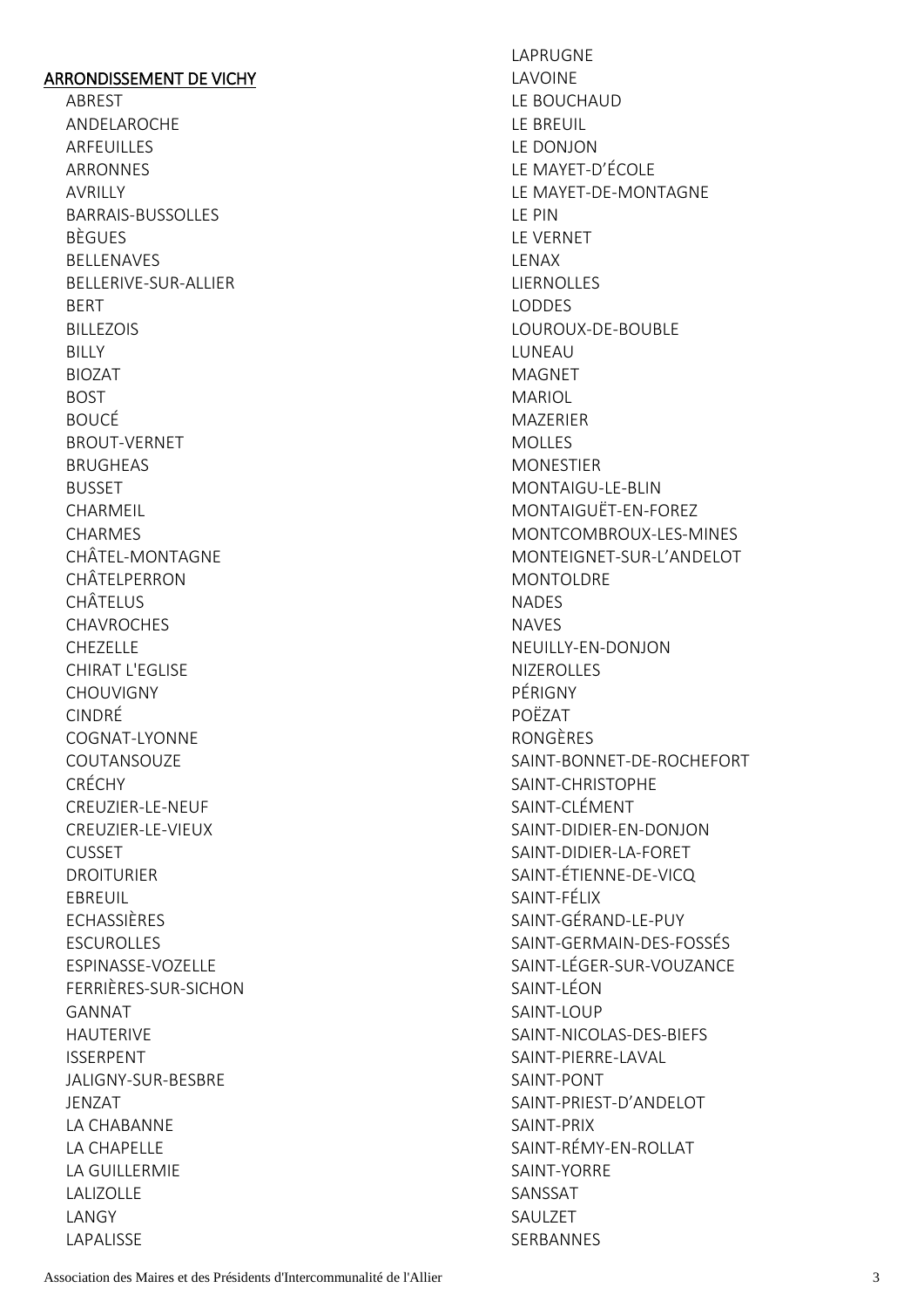## ARRONDISSEMENT DE VICHY

- ABREST
- ANDELAROCHE
- ARFEUILLES
- ARRONNES
- AVRILLY
- BARRAIS-BUSSOLLES
- BÈGUES
- BELLENAVES
- BELLERIVE-SUR-ALLIER
- BERT
- BILLEZOIS
- BILLY
- BIOZAT
- BOST
- BOUCÉ
- BROUT-VERNET
- BRUGHEAS
- BUSSET
- CHARMEIL
- CHARMES
- CHÂTEL-MONTAGNE
- CHÂTELPERRON
- CHÂTELUS
- CHAVROCHES
- CHEZELLE
- CHIRAT L'EGLISE
- CHOUVIGNY
- CINDRÉ
- COGNAT-LYONNE
- COUTANSOUZE
- CRÉCHY
- CREUZIER-LE-NEUF
- CREUZIER-LE-VIEUX
- CUSSET
- DROITURIER
- EBREUIL
- ECHASSIÈRES
- ESCUROLLES
- ESPINASSE-VOZELLE
- FERRIÈRES-SUR-SICHON
- GANNAT
- HAUTERIVE
- ISSERPENT
- JALIGNY-SUR-BESBRE
- JENZAT
- LA CHABANNE
- LA CHAPELLE
- LA GUILLERMIE
- LALIZOLLE
- LANGY
- LAPALISSE
- LAPRUGNE
- LAVOINE
- LE BOUCHAUD
- LE BREUIL
- LE DONJON
- LE MAYET-D'ÉCOLE
- LE MAYET-DE-MONTAGNE
- LE PIN
- LE VERNET
- LENAX
- LIERNOLLES
- LODDES
- LOUROUX-DE-BOUBLE
- LUNEAU
- MAGNET
- MARIOL
- MAZERIER
- MOLLES
- MONESTIER
- MONTAIGU-LE-BLIN
- MONTAIGUËT-EN-FOREZ
- MONTCOMBROUX-LES-MINES
- MONTEIGNET-SUR-L'ANDELOT
- MONTOLDRE
- NADES
- NAVES
- NEUILLY-EN-DONJON
- NIZEROLLES
- PÉRIGNY
- POËZAT
- RONGÈRES
- SAINT-BONNET-DE-ROCHEFORT
- SAINT-CHRISTOPHE
- SAINT-CLÉMENT
- SAINT-DIDIER-EN-DONJON
- SAINT-DIDIER-LA-FORET
- SAINT-ÉTIENNE-DE-VICQ
- SAINT-FÉLIX
- SAINT-GÉRAND-LE-PUY
- SAINT-GERMAIN-DES-FOSSÉS
- SAINT-LÉGER-SUR-VOUZANCE
- SAINT-LÉON
- SAINT-LOUP
- SAINT-NICOLAS-DES-BIEFS
- SAINT-PIERRE-LAVAL
- SAINT-PONT
- SAINT-PRIEST-D'ANDELOT
- SAINT-PRIX
- SAINT-RÉMY-EN-ROLLAT
- SAINT-YORRE
- SANSSAT
- SAULZET
- SERBANNES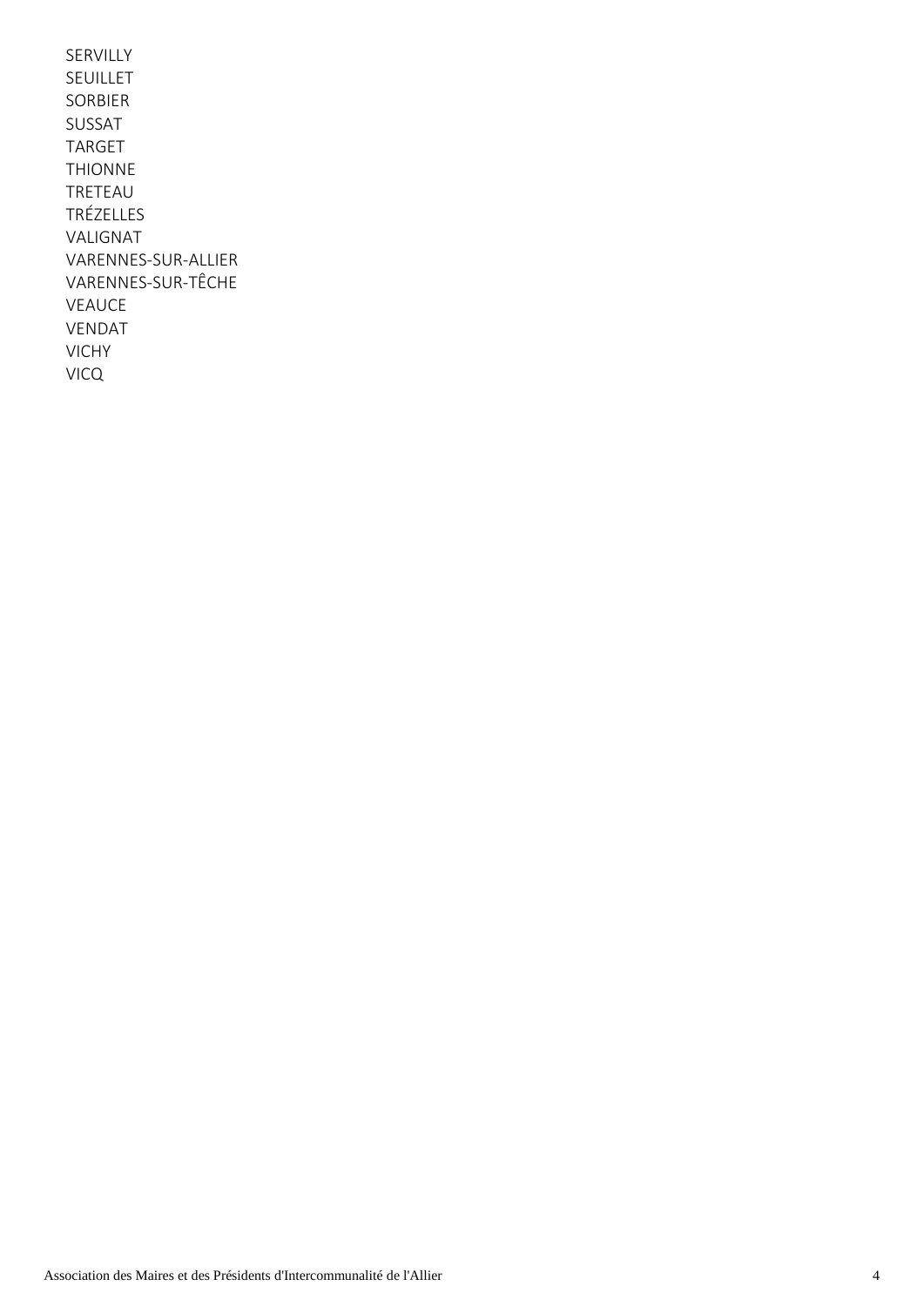SERVILLY
SEUILLET
SORBIER
SUSSAT
TARGET
THIONNE
TRETEAU
TRÉZELLES
VALIGNAT
VARENNES-SUR-ALLIER
VARENNES-SUR-TÊCHE
VEAUCE
VENDAT
VICHY
VICQ